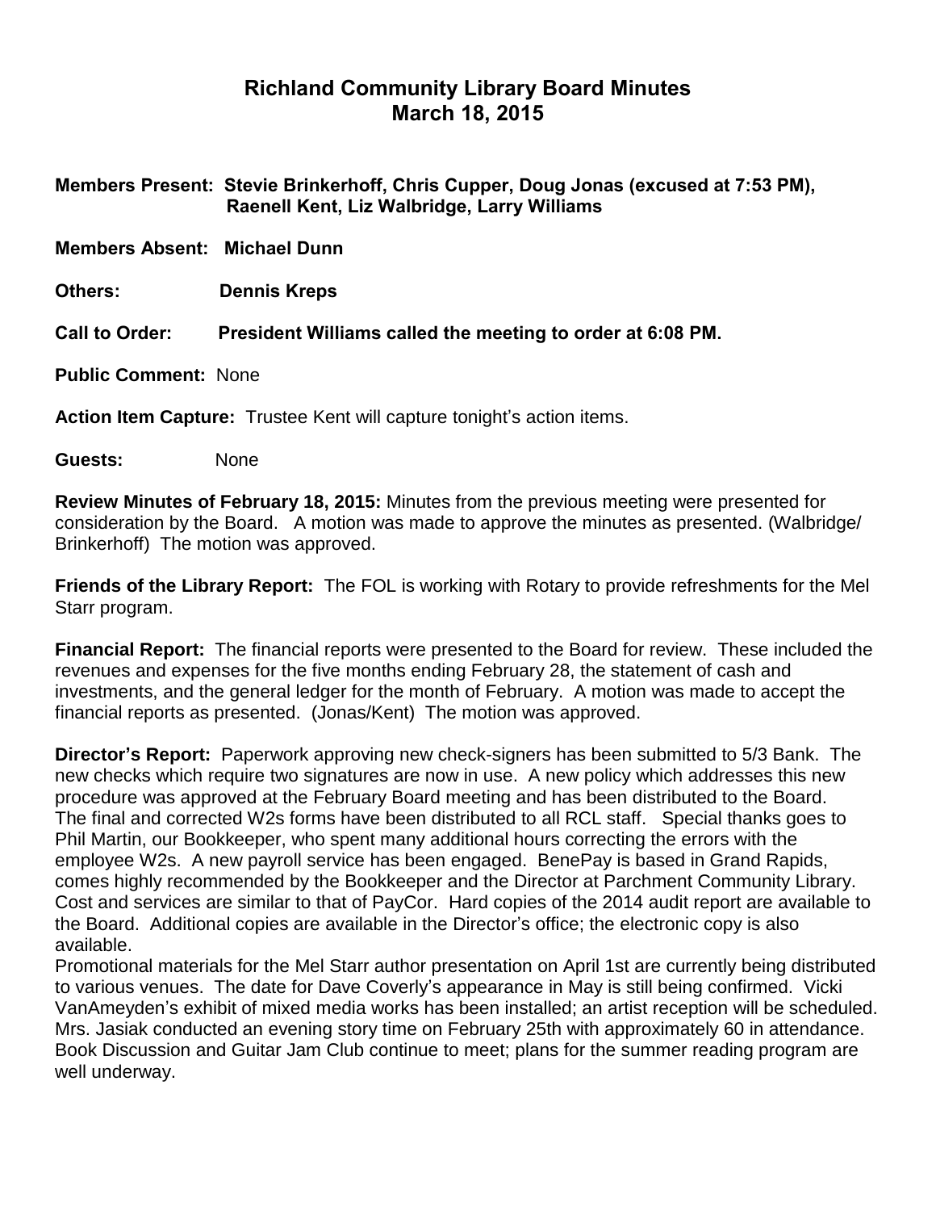# Richland Community Library Board Minutes
## March 18, 2015

**Members Present: Stevie Brinkerhoff, Chris Cupper, Doug Jonas (excused at 7:53 PM), Raenell Kent, Liz Walbridge, Larry Williams**

**Members Absent: Michael Dunn**

**Others: Dennis Kreps**

**Call to Order: President Williams called the meeting to order at 6:08 PM.**

**Public Comment:** None

**Action Item Capture:** Trustee Kent will capture tonight's action items.

**Guests:** None

**Review Minutes of February 18, 2015:** Minutes from the previous meeting were presented for consideration by the Board. A motion was made to approve the minutes as presented. (Walbridge/ Brinkerhoff) The motion was approved.

**Friends of the Library Report:** The FOL is working with Rotary to provide refreshments for the Mel Starr program.

**Financial Report:** The financial reports were presented to the Board for review. These included the revenues and expenses for the five months ending February 28, the statement of cash and investments, and the general ledger for the month of February. A motion was made to accept the financial reports as presented. (Jonas/Kent) The motion was approved.

**Director's Report:** Paperwork approving new check-signers has been submitted to 5/3 Bank. The new checks which require two signatures are now in use. A new policy which addresses this new procedure was approved at the February Board meeting and has been distributed to the Board. The final and corrected W2s forms have been distributed to all RCL staff. Special thanks goes to Phil Martin, our Bookkeeper, who spent many additional hours correcting the errors with the employee W2s. A new payroll service has been engaged. BenePay is based in Grand Rapids, comes highly recommended by the Bookkeeper and the Director at Parchment Community Library. Cost and services are similar to that of PayCor. Hard copies of the 2014 audit report are available to the Board. Additional copies are available in the Director's office; the electronic copy is also available.
Promotional materials for the Mel Starr author presentation on April 1st are currently being distributed to various venues. The date for Dave Coverly's appearance in May is still being confirmed. Vicki VanAmeyden's exhibit of mixed media works has been installed; an artist reception will be scheduled. Mrs. Jasiak conducted an evening story time on February 25th with approximately 60 in attendance. Book Discussion and Guitar Jam Club continue to meet; plans for the summer reading program are well underway.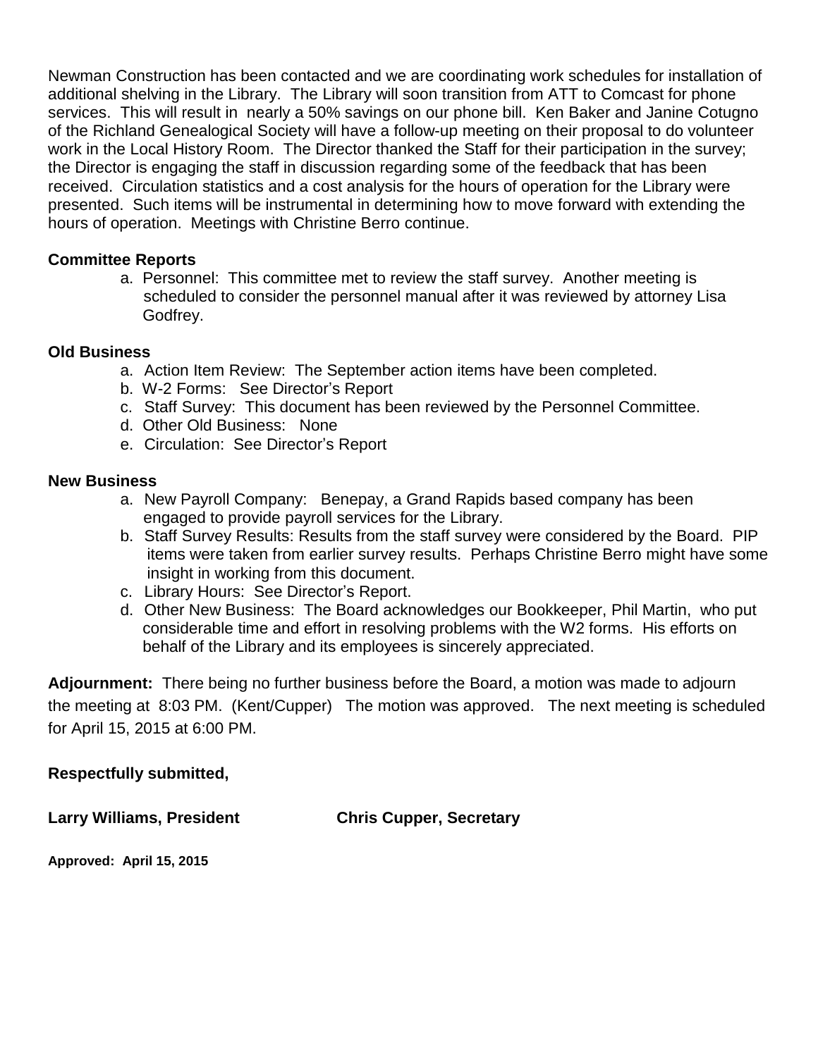Newman Construction has been contacted and we are coordinating work schedules for installation of additional shelving in the Library. The Library will soon transition from ATT to Comcast for phone services. This will result in nearly a 50% savings on our phone bill. Ken Baker and Janine Cotugno of the Richland Genealogical Society will have a follow-up meeting on their proposal to do volunteer work in the Local History Room. The Director thanked the Staff for their participation in the survey; the Director is engaging the staff in discussion regarding some of the feedback that has been received. Circulation statistics and a cost analysis for the hours of operation for the Library were presented. Such items will be instrumental in determining how to move forward with extending the hours of operation. Meetings with Christine Berro continue.

**Committee Reports**

a. Personnel: This committee met to review the staff survey. Another meeting is scheduled to consider the personnel manual after it was reviewed by attorney Lisa Godfrey.

**Old Business**

a. Action Item Review: The September action items have been completed.
b. W-2 Forms: See Director's Report
c. Staff Survey: This document has been reviewed by the Personnel Committee.
d. Other Old Business: None
e. Circulation: See Director's Report

**New Business**

a. New Payroll Company: Benepay, a Grand Rapids based company has been engaged to provide payroll services for the Library.
b. Staff Survey Results: Results from the staff survey were considered by the Board. PIP items were taken from earlier survey results. Perhaps Christine Berro might have some insight in working from this document.
c. Library Hours: See Director's Report.
d. Other New Business: The Board acknowledges our Bookkeeper, Phil Martin, who put considerable time and effort in resolving problems with the W2 forms. His efforts on behalf of the Library and its employees is sincerely appreciated.

**Adjournment:** There being no further business before the Board, a motion was made to adjourn the meeting at 8:03 PM. (Kent/Cupper) The motion was approved. The next meeting is scheduled for April 15, 2015 at 6:00 PM.

**Respectfully submitted,**

**Larry Williams, President** **Chris Cupper, Secretary**

**Approved: April 15, 2015**